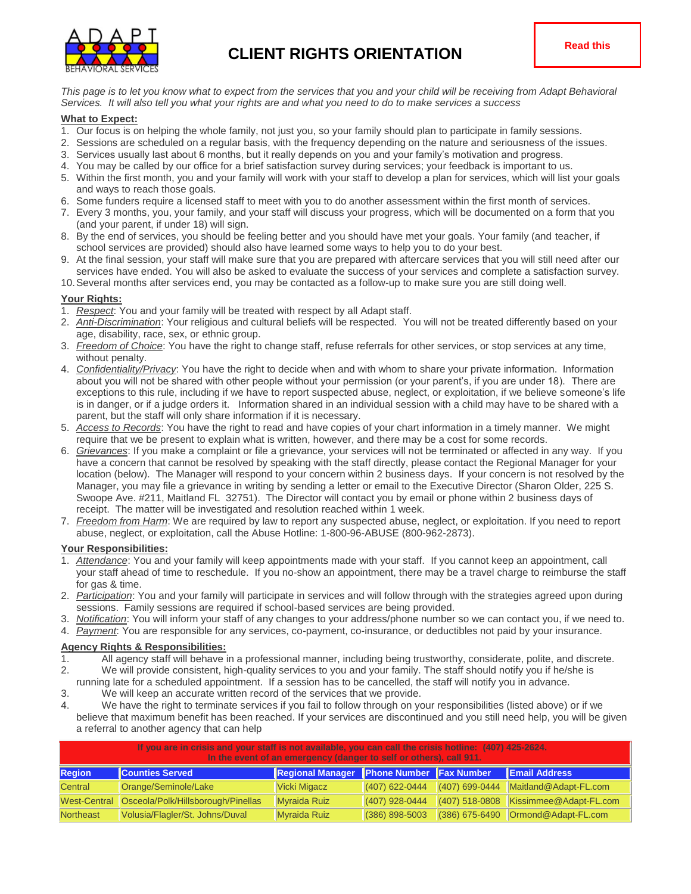ADAPT BEHAVIORAL SERVICES

# CLIENT RIGHTS ORIENTATION

**Read this**

*This page is to let you know what to expect from the services that you and your child will be receiving from Adapt Behavioral Services. It will also tell you what your rights are and what you need to do to make services a success*

**What to Expect:**

1. Our focus is on helping the whole family, not just you, so your family should plan to participate in family sessions.
2. Sessions are scheduled on a regular basis, with the frequency depending on the nature and seriousness of the issues.
3. Services usually last about 6 months, but it really depends on you and your family's motivation and progress.
4. You may be called by our office for a brief satisfaction survey during services; your feedback is important to us.
5. Within the first month, you and your family will work with your staff to develop a plan for services, which will list your goals and ways to reach those goals.
6. Some funders require a licensed staff to meet with you to do another assessment within the first month of services.
7. Every 3 months, you, your family, and your staff will discuss your progress, which will be documented on a form that you (and your parent, if under 18) will sign.
8. By the end of services, you should be feeling better and you should have met your goals. Your family (and teacher, if school services are provided) should also have learned some ways to help you to do your best.
9. At the final session, your staff will make sure that you are prepared with aftercare services that you will still need after our services have ended. You will also be asked to evaluate the success of your services and complete a satisfaction survey.
10. Several months after services end, you may be contacted as a follow-up to make sure you are still doing well.

**Your Rights:**

1. *Respect*: You and your family will be treated with respect by all Adapt staff.
2. *Anti-Discrimination*: Your religious and cultural beliefs will be respected. You will not be treated differently based on your age, disability, race, sex, or ethnic group.
3. *Freedom of Choice*: You have the right to change staff, refuse referrals for other services, or stop services at any time, without penalty.
4. *Confidentiality/Privacy*: You have the right to decide when and with whom to share your private information. Information about you will not be shared with other people without your permission (or your parent's, if you are under 18). There are exceptions to this rule, including if we have to report suspected abuse, neglect, or exploitation, if we believe someone's life is in danger, or if a judge orders it. Information shared in an individual session with a child may have to be shared with a parent, but the staff will only share information if it is necessary.
5. *Access to Records*: You have the right to read and have copies of your chart information in a timely manner. We might require that we be present to explain what is written, however, and there may be a cost for some records.
6. *Grievances*: If you make a complaint or file a grievance, your services will not be terminated or affected in any way. If you have a concern that cannot be resolved by speaking with the staff directly, please contact the Regional Manager for your location (below). The Manager will respond to your concern within 2 business days. If your concern is not resolved by the Manager, you may file a grievance in writing by sending a letter or email to the Executive Director (Sharon Older, 225 S. Swoope Ave. #211, Maitland FL 32751). The Director will contact you by email or phone within 2 business days of receipt. The matter will be investigated and resolution reached within 1 week.
7. *Freedom from Harm*: We are required by law to report any suspected abuse, neglect, or exploitation. If you need to report abuse, neglect, or exploitation, call the Abuse Hotline: 1-800-96-ABUSE (800-962-2873).

**Your Responsibilities:**

1. *Attendance*: You and your family will keep appointments made with your staff. If you cannot keep an appointment, call your staff ahead of time to reschedule. If you no-show an appointment, there may be a travel charge to reimburse the staff for gas & time.
2. *Participation*: You and your family will participate in services and will follow through with the strategies agreed upon during sessions. Family sessions are required if school-based services are being provided.
3. *Notification*: You will inform your staff of any changes to your address/phone number so we can contact you, if we need to.
4. *Payment*: You are responsible for any services, co-payment, co-insurance, or deductibles not paid by your insurance.

**Agency Rights & Responsibilities:**

1. All agency staff will behave in a professional manner, including being trustworthy, considerate, polite, and discrete.
2. We will provide consistent, high-quality services to you and your family. The staff should notify you if he/she is running late for a scheduled appointment. If a session has to be cancelled, the staff will notify you in advance.
3. We will keep an accurate written record of the services that we provide.
4. We have the right to terminate services if you fail to follow through on your responsibilities (listed above) or if we believe that maximum benefit has been reached. If your services are discontinued and you still need help, you will be given a referral to another agency that can help

**If you are in crisis and your staff is not available, you can call the crisis hotline: (407) 425-2624.**
**In the event of an emergency (danger to self or others), call 911.**

| Region | Counties Served | Regional Manager | Phone Number | Fax Number | Email Address |
|---|---|---|---|---|---|
| Central | Orange/Seminole/Lake | Vicki Migacz | (407) 622-0444 | (407) 699-0444 | Maitland@Adapt-FL.com |
| West-Central | Osceola/Polk/Hillsborough/Pinellas | Myraida Ruiz | (407) 928-0444 | (407) 518-0808 | Kissimmee@Adapt-FL.com |
| Northeast | Volusia/Flagler/St. Johns/Duval | Myraida Ruiz | (386) 898-5003 | (386) 675-6490 | Ormond@Adapt-FL.com |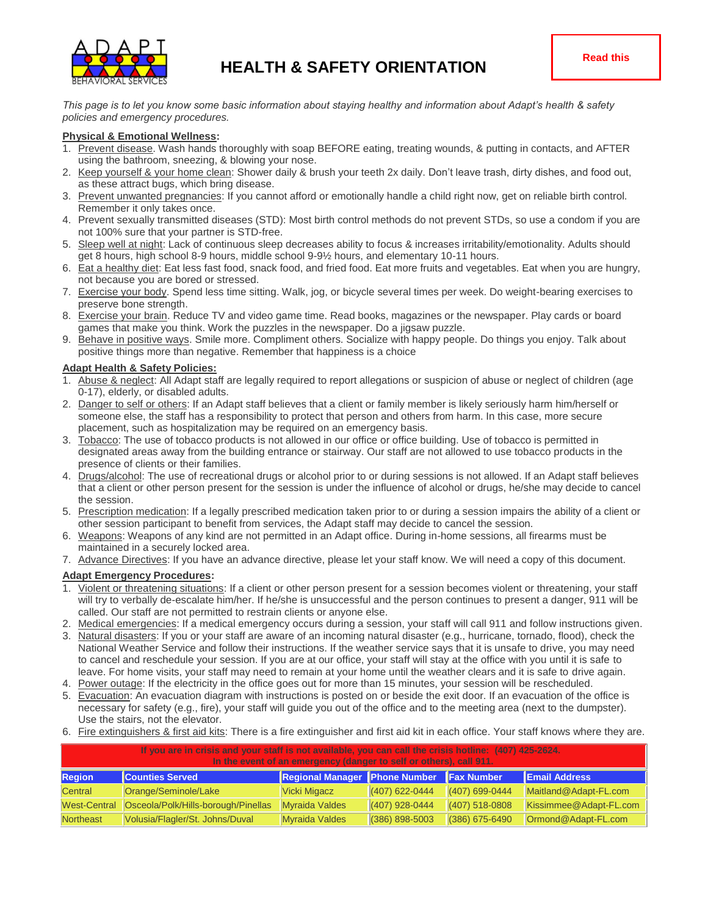# HEALTH & SAFETY ORIENTATION

**Read this**

*This page is to let you know some basic information about staying healthy and information about Adapt's health & safety policies and emergency procedures.*

**Physical & Emotional Wellness:**

1. Prevent disease. Wash hands thoroughly with soap BEFORE eating, treating wounds, & putting in contacts, and AFTER using the bathroom, sneezing, & blowing your nose.
2. Keep yourself & your home clean: Shower daily & brush your teeth 2x daily. Don't leave trash, dirty dishes, and food out, as these attract bugs, which bring disease.
3. Prevent unwanted pregnancies: If you cannot afford or emotionally handle a child right now, get on reliable birth control. Remember it only takes once.
4. Prevent sexually transmitted diseases (STD): Most birth control methods do not prevent STDs, so use a condom if you are not 100% sure that your partner is STD-free.
5. Sleep well at night: Lack of continuous sleep decreases ability to focus & increases irritability/emotionality. Adults should get 8 hours, high school 8-9 hours, middle school 9-9½ hours, and elementary 10-11 hours.
6. Eat a healthy diet: Eat less fast food, snack food, and fried food. Eat more fruits and vegetables. Eat when you are hungry, not because you are bored or stressed.
7. Exercise your body. Spend less time sitting. Walk, jog, or bicycle several times per week. Do weight-bearing exercises to preserve bone strength.
8. Exercise your brain. Reduce TV and video game time. Read books, magazines or the newspaper. Play cards or board games that make you think. Work the puzzles in the newspaper. Do a jigsaw puzzle.
9. Behave in positive ways. Smile more. Compliment others. Socialize with happy people. Do things you enjoy. Talk about positive things more than negative. Remember that happiness is a choice

**Adapt Health & Safety Policies:**

1. Abuse & neglect: All Adapt staff are legally required to report allegations or suspicion of abuse or neglect of children (age 0-17), elderly, or disabled adults.
2. Danger to self or others: If an Adapt staff believes that a client or family member is likely seriously harm him/herself or someone else, the staff has a responsibility to protect that person and others from harm. In this case, more secure placement, such as hospitalization may be required on an emergency basis.
3. Tobacco: The use of tobacco products is not allowed in our office or office building. Use of tobacco is permitted in designated areas away from the building entrance or stairway. Our staff are not allowed to use tobacco products in the presence of clients or their families.
4. Drugs/alcohol: The use of recreational drugs or alcohol prior to or during sessions is not allowed. If an Adapt staff believes that a client or other person present for the session is under the influence of alcohol or drugs, he/she may decide to cancel the session.
5. Prescription medication: If a legally prescribed medication taken prior to or during a session impairs the ability of a client or other session participant to benefit from services, the Adapt staff may decide to cancel the session.
6. Weapons: Weapons of any kind are not permitted in an Adapt office. During in-home sessions, all firearms must be maintained in a securely locked area.
7. Advance Directives: If you have an advance directive, please let your staff know. We will need a copy of this document.

**Adapt Emergency Procedures:**

1. Violent or threatening situations: If a client or other person present for a session becomes violent or threatening, your staff will try to verbally de-escalate him/her. If he/she is unsuccessful and the person continues to present a danger, 911 will be called. Our staff are not permitted to restrain clients or anyone else.
2. Medical emergencies: If a medical emergency occurs during a session, your staff will call 911 and follow instructions given.
3. Natural disasters: If you or your staff are aware of an incoming natural disaster (e.g., hurricane, tornado, flood), check the National Weather Service and follow their instructions. If the weather service says that it is unsafe to drive, you may need to cancel and reschedule your session. If you are at our office, your staff will stay at the office with you until it is safe to leave. For home visits, your staff may need to remain at your home until the weather clears and it is safe to drive again.
4. Power outage: If the electricity in the office goes out for more than 15 minutes, your session will be rescheduled.
5. Evacuation: An evacuation diagram with instructions is posted on or beside the exit door. If an evacuation of the office is necessary for safety (e.g., fire), your staff will guide you out of the office and to the meeting area (next to the dumpster). Use the stairs, not the elevator.
6. Fire extinguishers & first aid kits: There is a fire extinguisher and first aid kit in each office. Your staff knows where they are.

**If you are in crisis and your staff is not available, you can call the crisis hotline: (407) 425-2624.**
**In the event of an emergency (danger to self or others), call 911.**

| Region | Counties Served | Regional Manager | Phone Number | Fax Number | Email Address |
|---|---|---|---|---|---|
| Central | Orange/Seminole/Lake | Vicki Migacz | (407) 622-0444 | (407) 699-0444 | Maitland@Adapt-FL.com |
| West-Central | Osceola/Polk/Hills-borough/Pinellas | Myraida Valdes | (407) 928-0444 | (407) 518-0808 | Kissimmee@Adapt-FL.com |
| Northeast | Volusia/Flagler/St. Johns/Duval | Myraida Valdes | (386) 898-5003 | (386) 675-6490 | Ormond@Adapt-FL.com |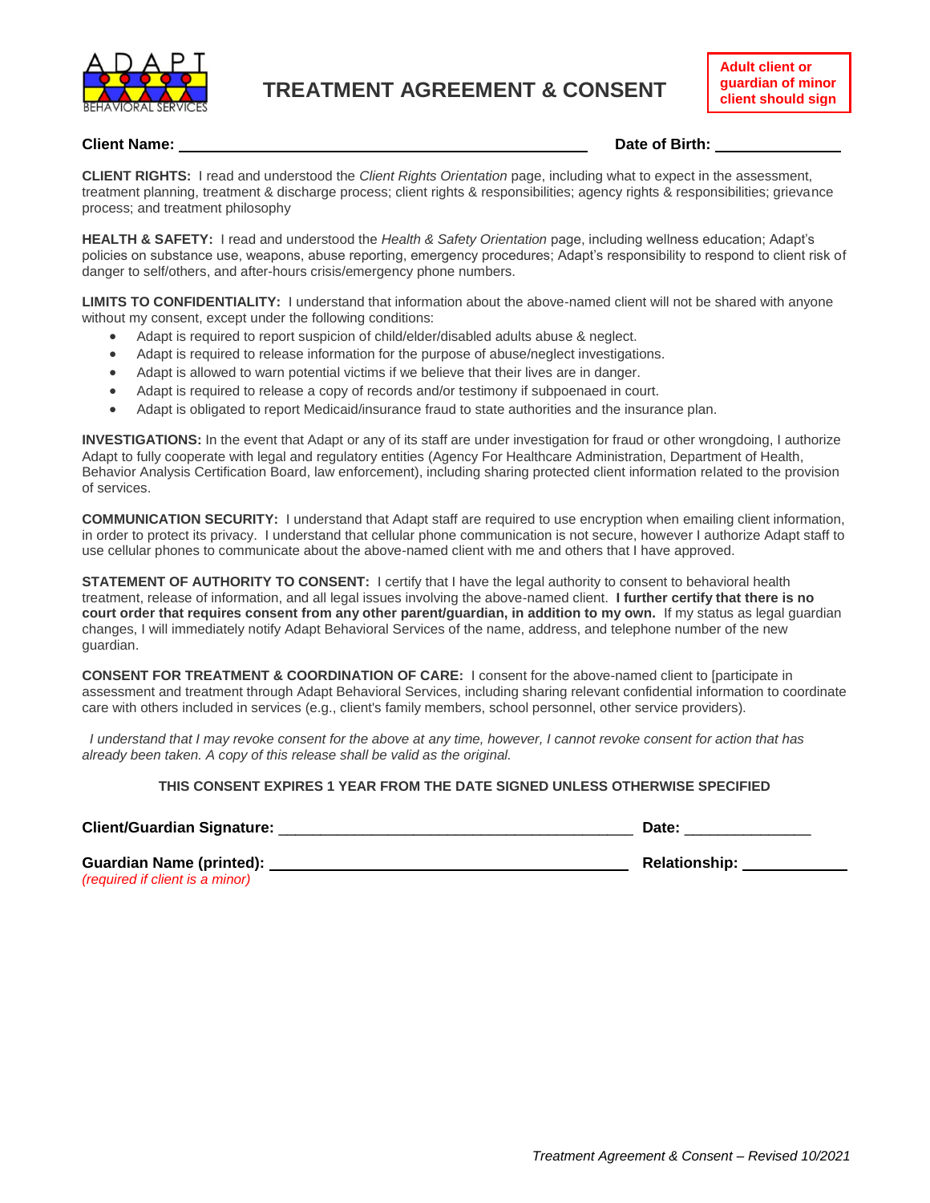ADAPT BEHAVIORAL SERVICES

# TREATMENT AGREEMENT & CONSENT

**Adult client or guardian of minor client should sign**

**Client Name:** ______________________________ **Date of Birth:** ______________

**CLIENT RIGHTS:** I read and understood the *Client Rights Orientation* page, including what to expect in the assessment, treatment planning, treatment & discharge process; client rights & responsibilities; agency rights & responsibilities; grievance process; and treatment philosophy

**HEALTH & SAFETY:** I read and understood the *Health & Safety Orientation* page, including wellness education; Adapt's policies on substance use, weapons, abuse reporting, emergency procedures; Adapt's responsibility to respond to client risk of danger to self/others, and after-hours crisis/emergency phone numbers.

**LIMITS TO CONFIDENTIALITY:** I understand that information about the above-named client will not be shared with anyone without my consent, except under the following conditions:

- Adapt is required to report suspicion of child/elder/disabled adults abuse & neglect.
- Adapt is required to release information for the purpose of abuse/neglect investigations.
- Adapt is allowed to warn potential victims if we believe that their lives are in danger.
- Adapt is required to release a copy of records and/or testimony if subpoenaed in court.
- Adapt is obligated to report Medicaid/insurance fraud to state authorities and the insurance plan.

**INVESTIGATIONS:** In the event that Adapt or any of its staff are under investigation for fraud or other wrongdoing, I authorize Adapt to fully cooperate with legal and regulatory entities (Agency For Healthcare Administration, Department of Health, Behavior Analysis Certification Board, law enforcement), including sharing protected client information related to the provision of services.

**COMMUNICATION SECURITY:** I understand that Adapt staff are required to use encryption when emailing client information, in order to protect its privacy. I understand that cellular phone communication is not secure, however I authorize Adapt staff to use cellular phones to communicate about the above-named client with me and others that I have approved.

**STATEMENT OF AUTHORITY TO CONSENT:** I certify that I have the legal authority to consent to behavioral health treatment, release of information, and all legal issues involving the above-named client. **I further certify that there is no court order that requires consent from any other parent/guardian, in addition to my own.** If my status as legal guardian changes, I will immediately notify Adapt Behavioral Services of the name, address, and telephone number of the new guardian.

**CONSENT FOR TREATMENT & COORDINATION OF CARE:** I consent for the above-named client to [participate in assessment and treatment through Adapt Behavioral Services, including sharing relevant confidential information to coordinate care with others included in services (e.g., client's family members, school personnel, other service providers).

*I understand that I may revoke consent for the above at any time, however, I cannot revoke consent for action that has already been taken. A copy of this release shall be valid as the original.*

**THIS CONSENT EXPIRES 1 YEAR FROM THE DATE SIGNED UNLESS OTHERWISE SPECIFIED**

**Client/Guardian Signature:** ________________________________________ **Date:** _______________

**Guardian Name (printed):** ________________________________________ **Relationship:** ____________
*(required if client is a minor)*

*Treatment Agreement & Consent – Revised 10/2021*